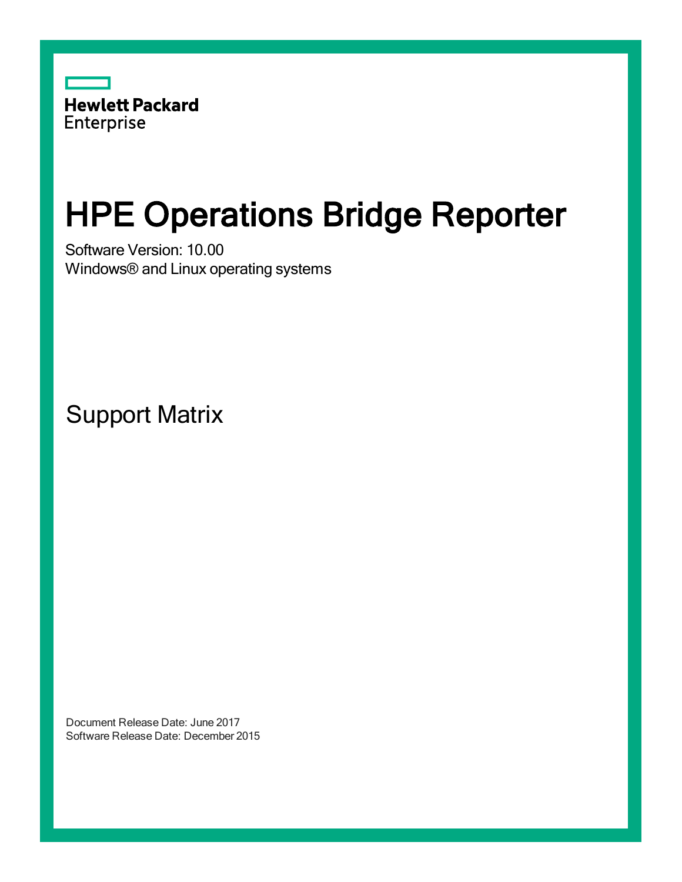Hewlett Packard Enterprise

# HPE Operations Bridge Reporter

Software Version: 10.00

Windows® and Linux operating systems

## Support Matrix

Document Release Date: June 2017

Software Release Date: December 2015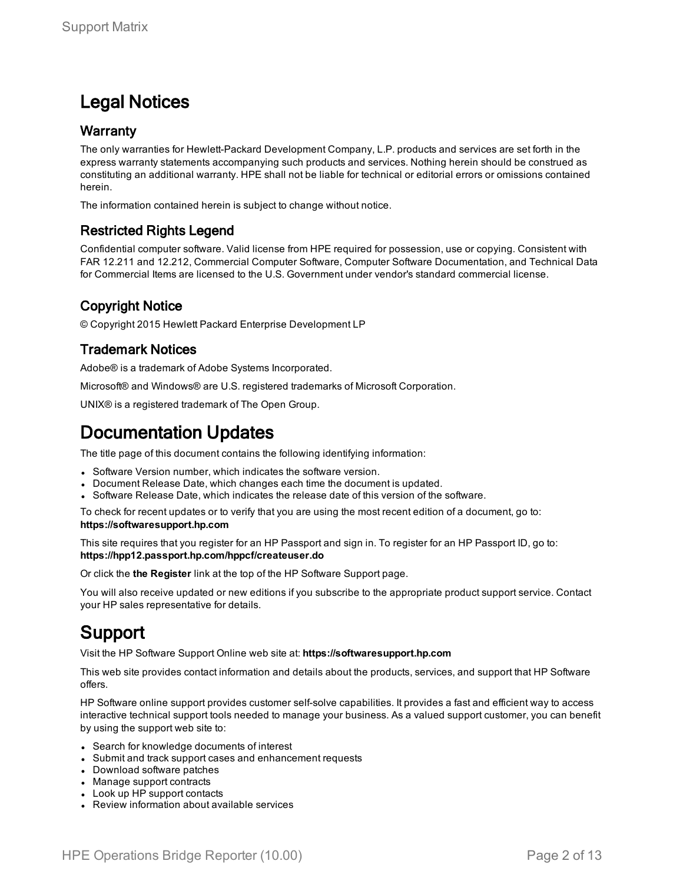# Legal Notices

## Warranty

The only warranties for Hewlett-Packard Development Company, L.P. products and services are set forth in the express warranty statements accompanying such products and services. Nothing herein should be construed as constituting an additional warranty. HPE shall not be liable for technical or editorial errors or omissions contained herein.

The information contained herein is subject to change without notice.

## Restricted Rights Legend

Confidential computer software. Valid license from HPE required for possession, use or copying. Consistent with FAR 12.211 and 12.212, Commercial Computer Software, Computer Software Documentation, and Technical Data for Commercial Items are licensed to the U.S. Government under vendor's standard commercial license.

## Copyright Notice

© Copyright 2015 Hewlett Packard Enterprise Development LP

## Trademark Notices

Adobe® is a trademark of Adobe Systems Incorporated.

Microsoft® and Windows® are U.S. registered trademarks of Microsoft Corporation.

UNIX® is a registered trademark of The Open Group.

# Documentation Updates

The title page of this document contains the following identifying information:

- Software Version number, which indicates the software version.
- Document Release Date, which changes each time the document is updated.
- Software Release Date, which indicates the release date of this version of the software.

To check for recent updates or to verify that you are using the most recent edition of a document, go to:
**https://softwaresupport.hp.com**

This site requires that you register for an HP Passport and sign in. To register for an HP Passport ID, go to:
**https://hpp12.passport.hp.com/hppcf/createuser.do**

Or click the **the Register** link at the top of the HP Software Support page.

You will also receive updated or new editions if you subscribe to the appropriate product support service. Contact your HP sales representative for details.

# Support

Visit the HP Software Support Online web site at: **https://softwaresupport.hp.com**

This web site provides contact information and details about the products, services, and support that HP Software offers.

HP Software online support provides customer self-solve capabilities. It provides a fast and efficient way to access interactive technical support tools needed to manage your business. As a valued support customer, you can benefit by using the support web site to:

- Search for knowledge documents of interest
- Submit and track support cases and enhancement requests
- Download software patches
- Manage support contracts
- Look up HP support contacts
- Review information about available services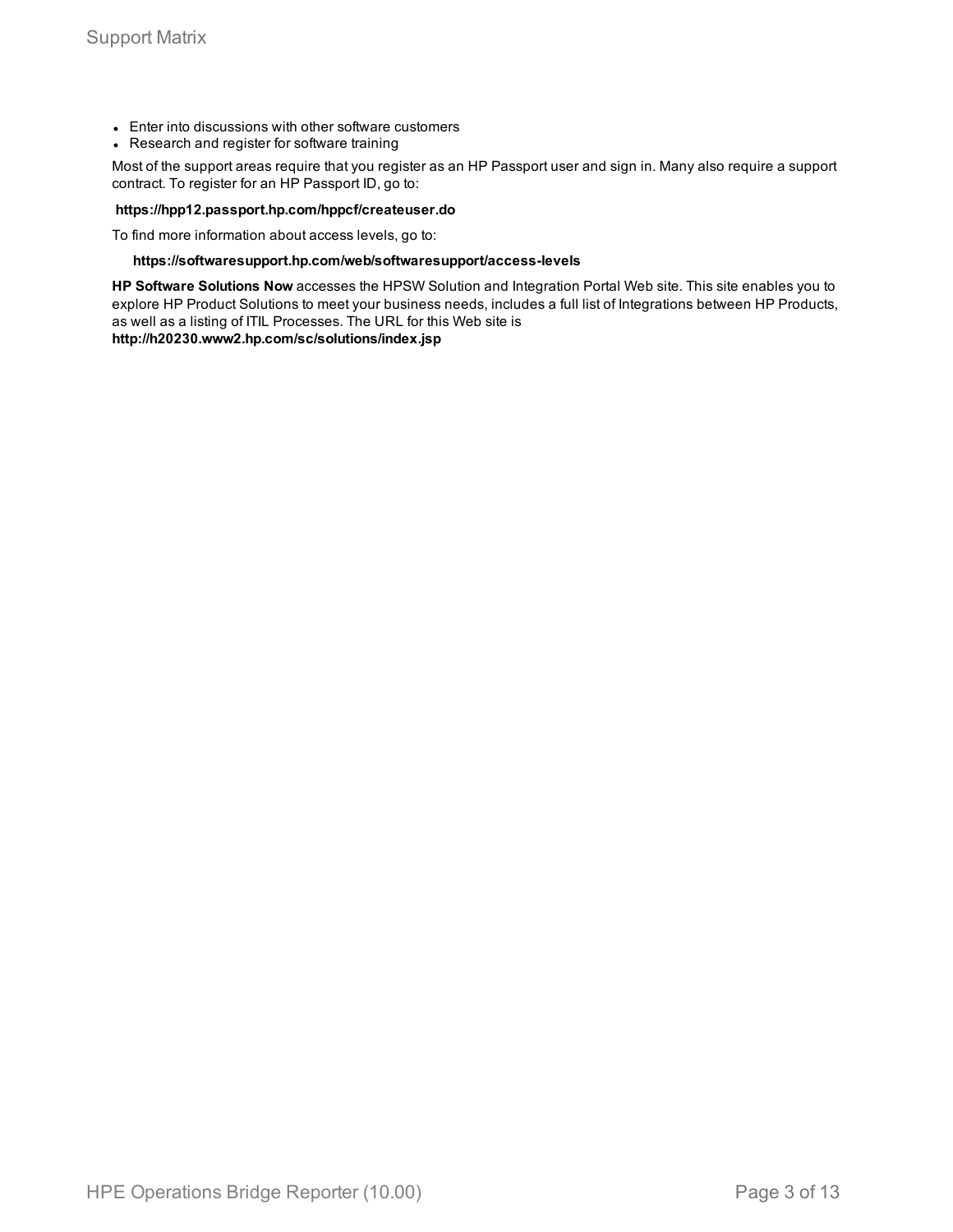- Enter into discussions with other software customers
- Research and register for software training

Most of the support areas require that you register as an HP Passport user and sign in. Many also require a support contract. To register for an HP Passport ID, go to:

**https://hpp12.passport.hp.com/hppcf/createuser.do**

To find more information about access levels, go to:

**https://softwaresupport.hp.com/web/softwaresupport/access-levels**

**HP Software Solutions Now** accesses the HPSW Solution and Integration Portal Web site. This site enables you to explore HP Product Solutions to meet your business needs, includes a full list of Integrations between HP Products, as well as a listing of ITIL Processes. The URL for this Web site is **http://h20230.www2.hp.com/sc/solutions/index.jsp**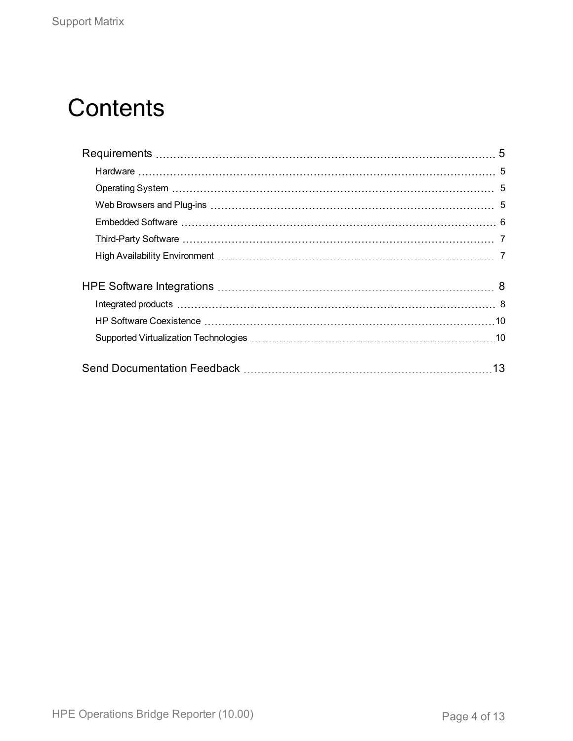# Contents

- Requirements ..... 5
  - Hardware ..... 5
  - Operating System ..... 5
  - Web Browsers and Plug-ins ..... 5
  - Embedded Software ..... 6
  - Third-Party Software ..... 7
  - High Availability Environment ..... 7
- HPE Software Integrations ..... 8
  - Integrated products ..... 8
  - HP Software Coexistence ..... 10
  - Supported Virtualization Technologies ..... 10
- Send Documentation Feedback ..... 13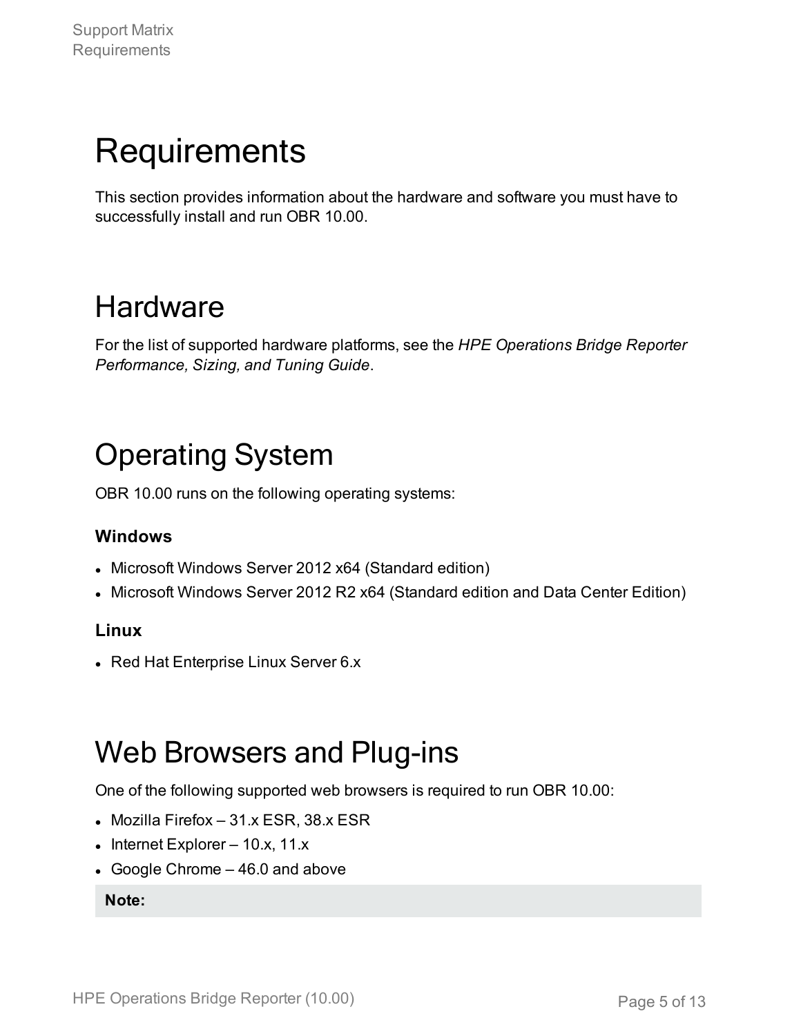# Requirements

This section provides information about the hardware and software you must have to successfully install and run OBR 10.00.

# Hardware

For the list of supported hardware platforms, see the *HPE Operations Bridge Reporter Performance, Sizing, and Tuning Guide*.

# Operating System

OBR 10.00 runs on the following operating systems:

### Windows

- Microsoft Windows Server 2012 x64 (Standard edition)
- Microsoft Windows Server 2012 R2 x64 (Standard edition and Data Center Edition)

### Linux

- Red Hat Enterprise Linux Server 6.x

# Web Browsers and Plug-ins

One of the following supported web browsers is required to run OBR 10.00:

- Mozilla Firefox – 31.x ESR, 38.x ESR
- Internet Explorer – 10.x, 11.x
- Google Chrome – 46.0 and above

**Note:**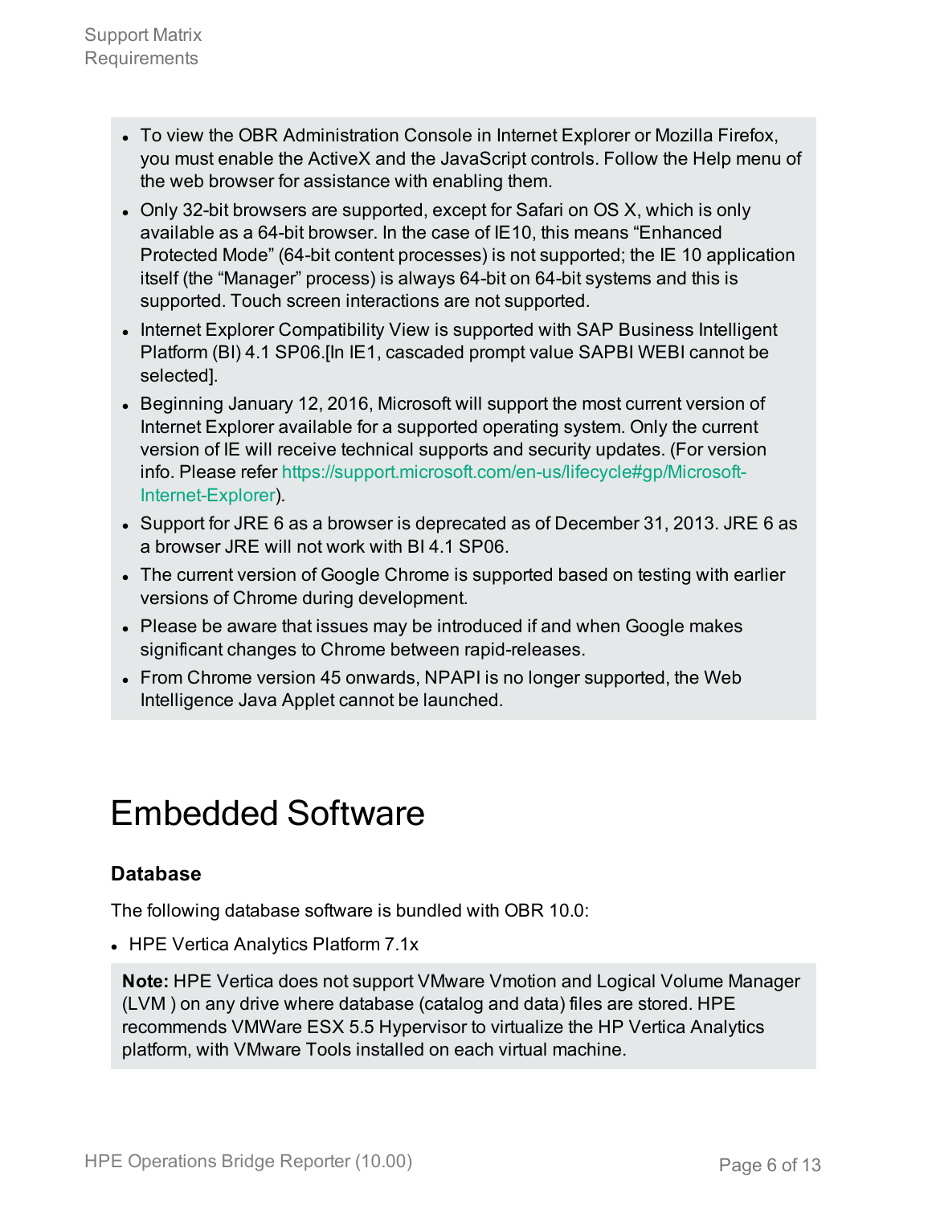- To view the OBR Administration Console in Internet Explorer or Mozilla Firefox, you must enable the ActiveX and the JavaScript controls. Follow the Help menu of the web browser for assistance with enabling them.
- Only 32-bit browsers are supported, except for Safari on OS X, which is only available as a 64-bit browser. In the case of IE10, this means “Enhanced Protected Mode” (64-bit content processes) is not supported; the IE 10 application itself (the “Manager” process) is always 64-bit on 64-bit systems and this is supported. Touch screen interactions are not supported.
- Internet Explorer Compatibility View is supported with SAP Business Intelligent Platform (BI) 4.1 SP06.[In IE1, cascaded prompt value SAPBI WEBI cannot be selected].
- Beginning January 12, 2016, Microsoft will support the most current version of Internet Explorer available for a supported operating system. Only the current version of IE will receive technical supports and security updates. (For version info. Please refer https://support.microsoft.com/en-us/lifecycle#gp/Microsoft-Internet-Explorer).
- Support for JRE 6 as a browser is deprecated as of December 31, 2013. JRE 6 as a browser JRE will not work with BI 4.1 SP06.
- The current version of Google Chrome is supported based on testing with earlier versions of Chrome during development.
- Please be aware that issues may be introduced if and when Google makes significant changes to Chrome between rapid-releases.
- From Chrome version 45 onwards, NPAPI is no longer supported, the Web Intelligence Java Applet cannot be launched.

# Embedded Software

### Database

The following database software is bundled with OBR 10.0:

- HPE Vertica Analytics Platform 7.1x

> **Note:** HPE Vertica does not support VMware Vmotion and Logical Volume Manager (LVM ) on any drive where database (catalog and data) files are stored. HPE recommends VMWare ESX 5.5 Hypervisor to virtualize the HP Vertica Analytics platform, with VMware Tools installed on each virtual machine.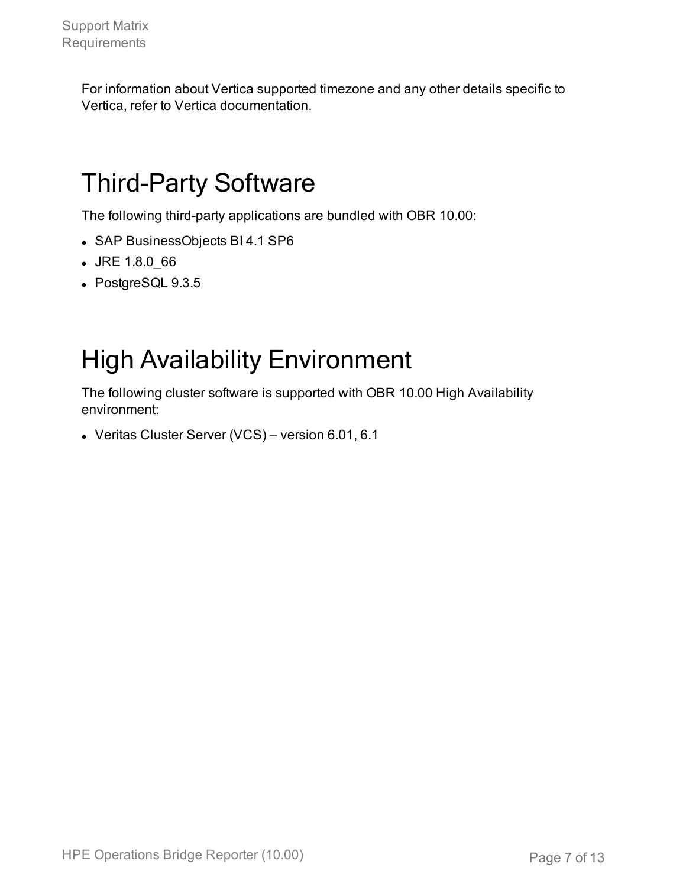For information about Vertica supported timezone and any other details specific to Vertica, refer to Vertica documentation.

# Third-Party Software

The following third-party applications are bundled with OBR 10.00:

- SAP BusinessObjects BI 4.1 SP6
- JRE 1.8.0_66
- PostgreSQL 9.3.5

# High Availability Environment

The following cluster software is supported with OBR 10.00 High Availability environment:

- Veritas Cluster Server (VCS) – version 6.01, 6.1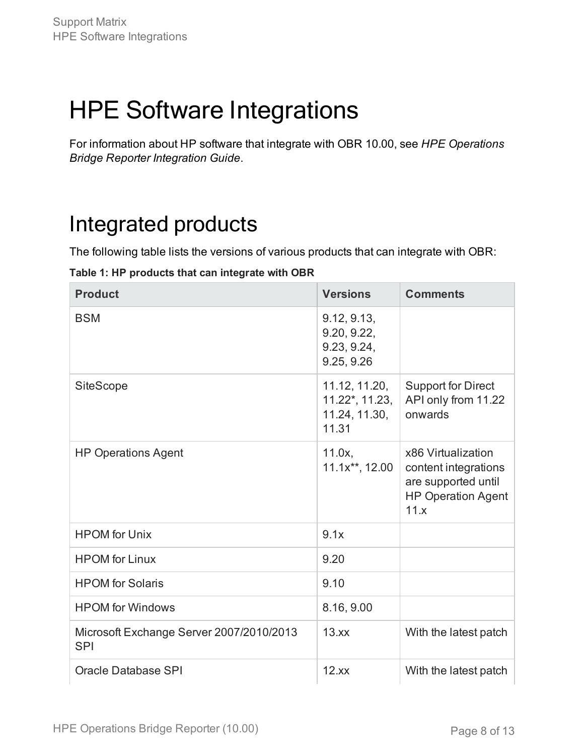# HPE Software Integrations

For information about HP software that integrate with OBR 10.00, see *HPE Operations Bridge Reporter Integration Guide*.

# Integrated products

The following table lists the versions of various products that can integrate with OBR:

**Table 1: HP products that can integrate with OBR**

| Product | Versions | Comments |
|---|---|---|
| BSM | 9.12, 9.13, 9.20, 9.22, 9.23, 9.24, 9.25, 9.26 | |
| SiteScope | 11.12, 11.20, 11.22*, 11.23, 11.24, 11.30, 11.31 | Support for Direct API only from 11.22 onwards |
| HP Operations Agent | 11.0x, 11.1x**, 12.00 | x86 Virtualization content integrations are supported until HP Operation Agent 11.x |
| HPOM for Unix | 9.1x | |
| HPOM for Linux | 9.20 | |
| HPOM for Solaris | 9.10 | |
| HPOM for Windows | 8.16, 9.00 | |
| Microsoft Exchange Server 2007/2010/2013 SPI | 13.xx | With the latest patch |
| Oracle Database SPI | 12.xx | With the latest patch |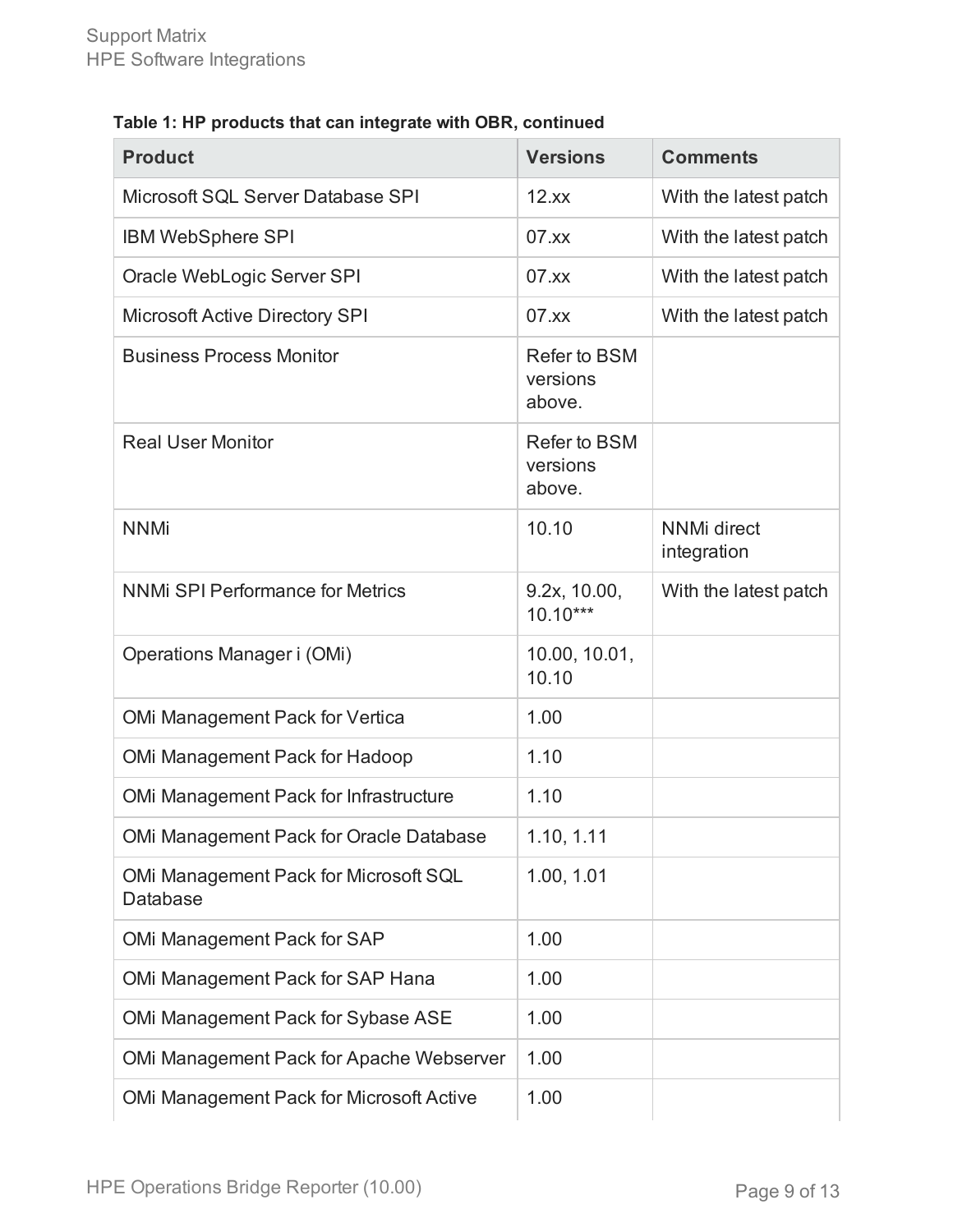**Table 1: HP products that can integrate with OBR, continued**

| Product | Versions | Comments |
| --- | --- | --- |
| Microsoft SQL Server Database SPI | 12.xx | With the latest patch |
| IBM WebSphere SPI | 07.xx | With the latest patch |
| Oracle WebLogic Server SPI | 07.xx | With the latest patch |
| Microsoft Active Directory SPI | 07.xx | With the latest patch |
| Business Process Monitor | Refer to BSM versions above. | |
| Real User Monitor | Refer to BSM versions above. | |
| NNMi | 10.10 | NNMi direct integration |
| NNMi SPI Performance for Metrics | 9.2x, 10.00, 10.10*** | With the latest patch |
| Operations Manager i (OMi) | 10.00, 10.01, 10.10 | |
| OMi Management Pack for Vertica | 1.00 | |
| OMi Management Pack for Hadoop | 1.10 | |
| OMi Management Pack for Infrastructure | 1.10 | |
| OMi Management Pack for Oracle Database | 1.10, 1.11 | |
| OMi Management Pack for Microsoft SQL Database | 1.00, 1.01 | |
| OMi Management Pack for SAP | 1.00 | |
| OMi Management Pack for SAP Hana | 1.00 | |
| OMi Management Pack for Sybase ASE | 1.00 | |
| OMi Management Pack for Apache Webserver | 1.00 | |
| OMi Management Pack for Microsoft Active | 1.00 | |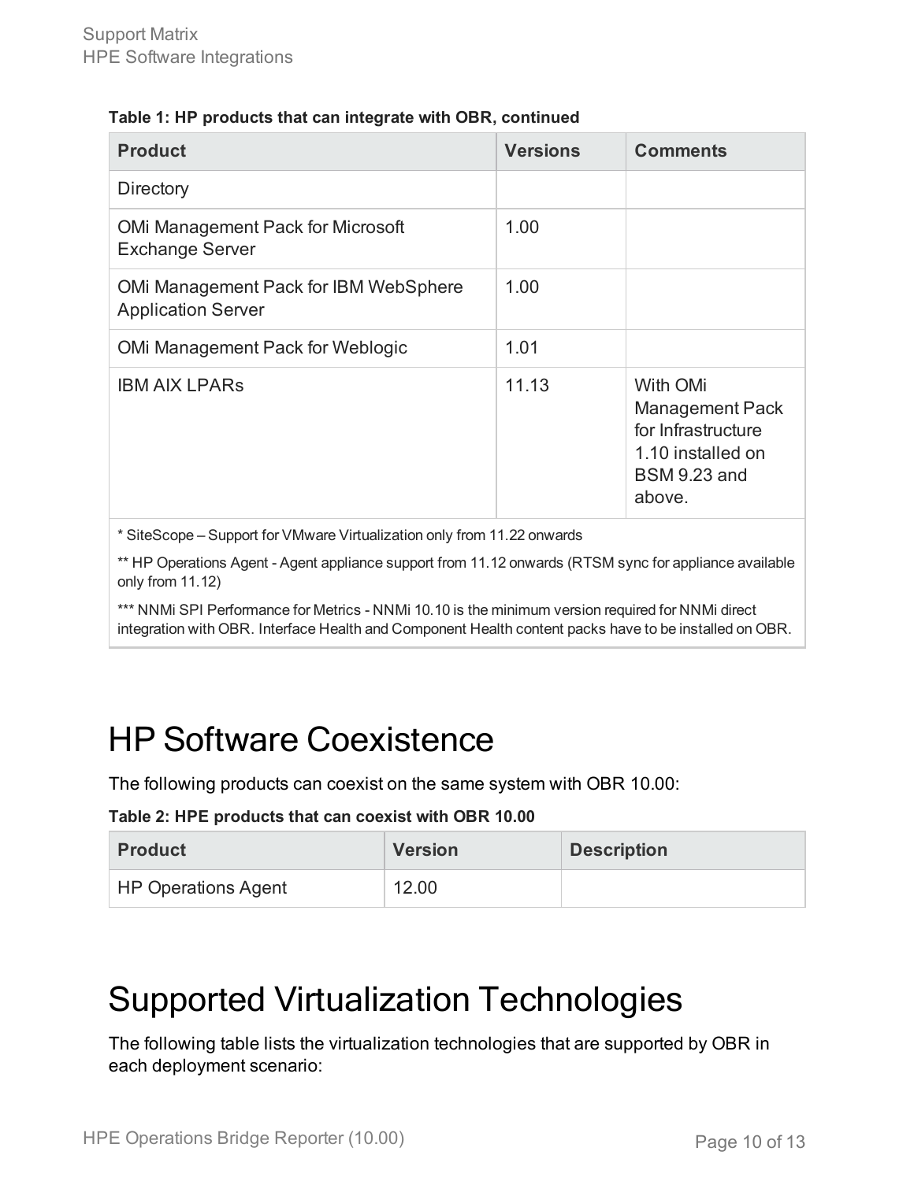**Table 1: HP products that can integrate with OBR, continued**

| Product | Versions | Comments |
|---|---|---|
| Directory | | |
| OMi Management Pack for Microsoft Exchange Server | 1.00 | |
| OMi Management Pack for IBM WebSphere Application Server | 1.00 | |
| OMi Management Pack for Weblogic | 1.01 | |
| IBM AIX LPARs | 11.13 | With OMi Management Pack for Infrastructure 1.10 installed on BSM 9.23 and above. |

* SiteScope – Support for VMware Virtualization only from 11.22 onwards

** HP Operations Agent - Agent appliance support from 11.12 onwards (RTSM sync for appliance available only from 11.12)

*** NNMi SPI Performance for Metrics - NNMi 10.10 is the minimum version required for NNMi direct integration with OBR. Interface Health and Component Health content packs have to be installed on OBR.

# HP Software Coexistence

The following products can coexist on the same system with OBR 10.00:

**Table 2: HPE products that can coexist with OBR 10.00**

| Product | Version | Description |
|---|---|---|
| HP Operations Agent | 12.00 | |

# Supported Virtualization Technologies

The following table lists the virtualization technologies that are supported by OBR in each deployment scenario: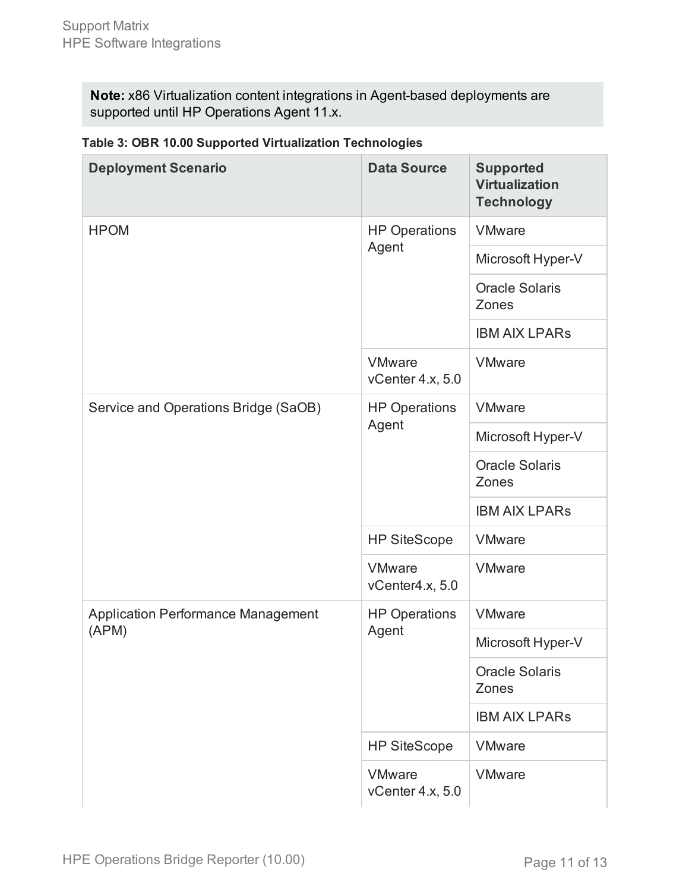**Note:** x86 Virtualization content integrations in Agent-based deployments are supported until HP Operations Agent 11.x.

**Table 3: OBR 10.00 Supported Virtualization Technologies**

| Deployment Scenario | Data Source | Supported Virtualization Technology |
| --- | --- | --- |
| HPOM | HP Operations Agent | VMware |
| | | Microsoft Hyper-V |
| | | Oracle Solaris Zones |
| | | IBM AIX LPARs |
| | VMware vCenter 4.x, 5.0 | VMware |
| Service and Operations Bridge (SaOB) | HP Operations Agent | VMware |
| | | Microsoft Hyper-V |
| | | Oracle Solaris Zones |
| | | IBM AIX LPARs |
| | HP SiteScope | VMware |
| | VMware vCenter4.x, 5.0 | VMware |
| Application Performance Management (APM) | HP Operations Agent | VMware |
| | | Microsoft Hyper-V |
| | | Oracle Solaris Zones |
| | | IBM AIX LPARs |
| | HP SiteScope | VMware |
| | VMware vCenter 4.x, 5.0 | VMware |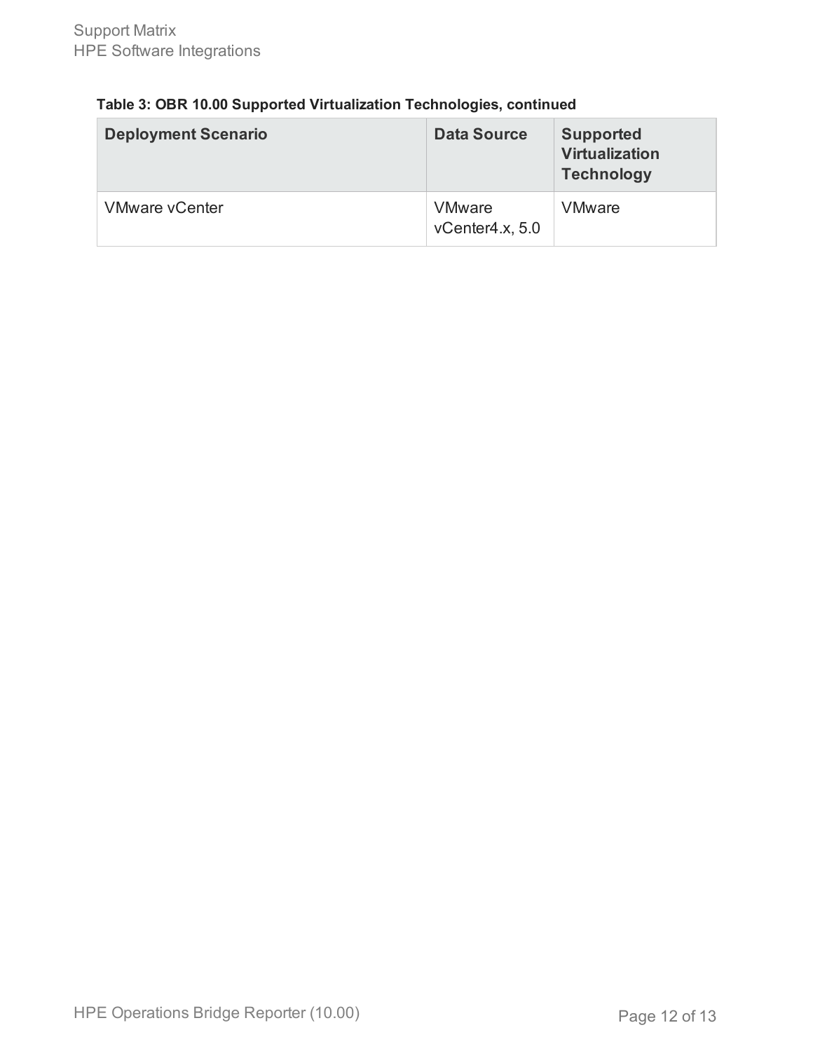**Table 3: OBR 10.00 Supported Virtualization Technologies, continued**

| Deployment Scenario | Data Source | Supported Virtualization Technology |
| --- | --- | --- |
| VMware vCenter | VMware vCenter4.x, 5.0 | VMware |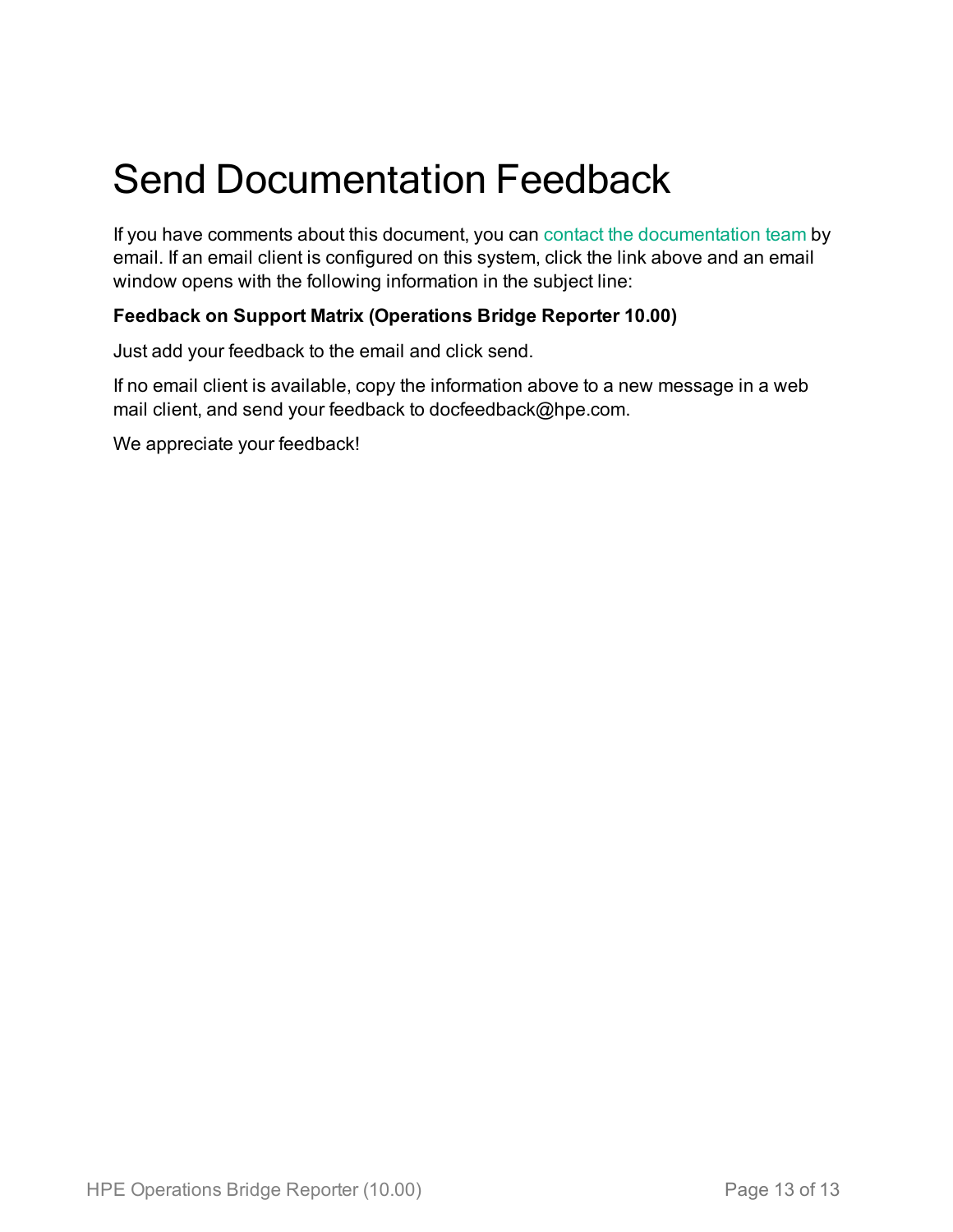# Send Documentation Feedback

If you have comments about this document, you can contact the documentation team by email. If an email client is configured on this system, click the link above and an email window opens with the following information in the subject line:

**Feedback on Support Matrix (Operations Bridge Reporter 10.00)**

Just add your feedback to the email and click send.

If no email client is available, copy the information above to a new message in a web mail client, and send your feedback to docfeedback@hpe.com.

We appreciate your feedback!